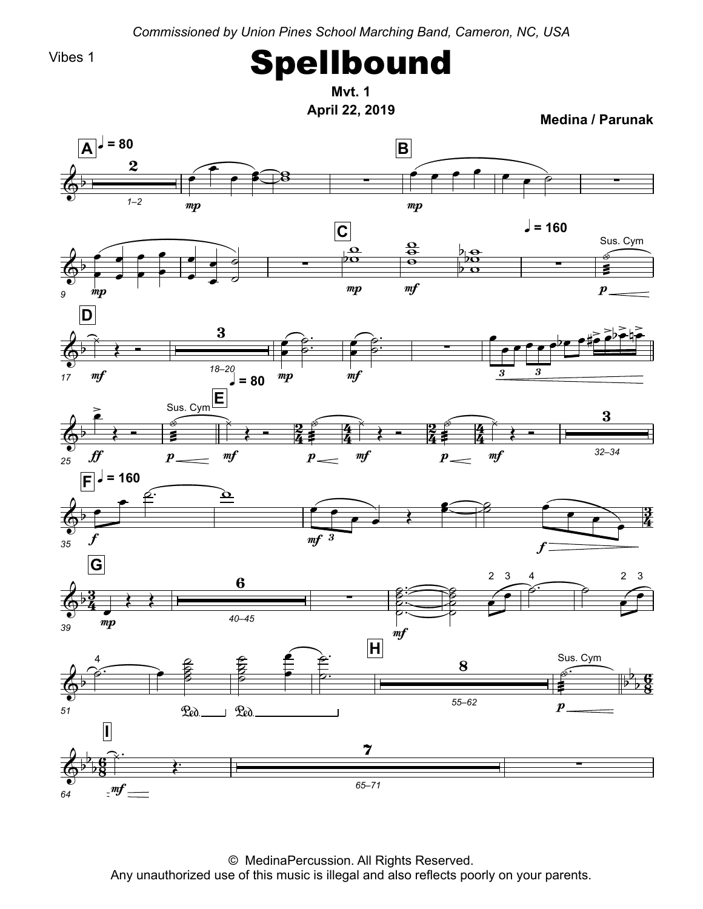*Commissioned by Union Pines School Marching Band, Cameron, NC, USA*

Vibes 1

# Spellbound

**Mvt. 1**

**April 22, 2019**

**Medina / Parunak**

© MedinaPercussion. All Rights Reserved.
Any unauthorized use of this music is illegal and also reflects poorly on your parents.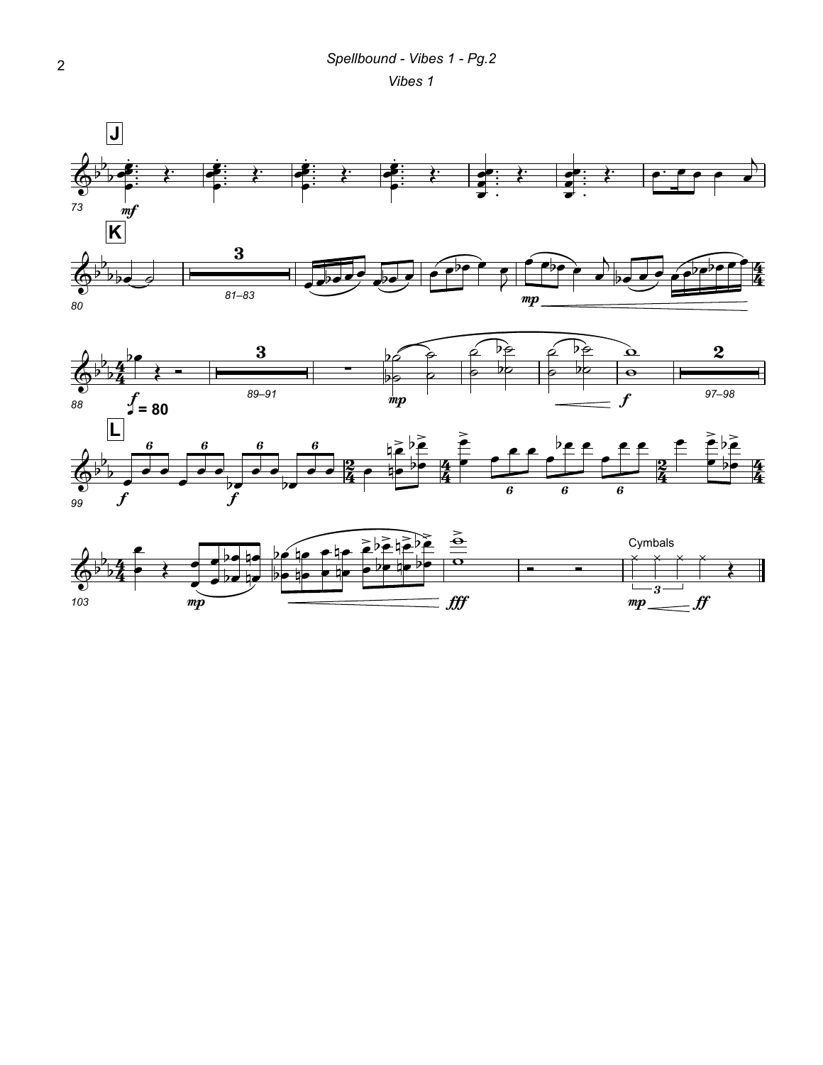Vibes 1